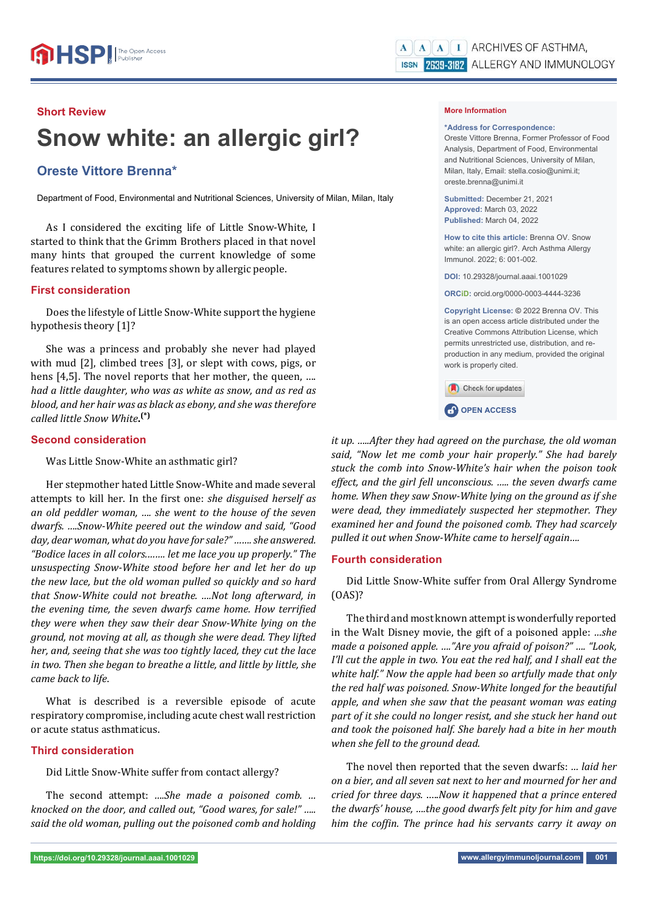Short Review

# Snow white: an allergic girl?

## Oreste Vittore Brenna*

Department of Food, Environmental and Nutritional Sciences, University of Milan, Milan, Italy

**More Information**

**\*Address for Correspondence:** Oreste Vittore Brenna, Former Professor of Food Analysis, Department of Food, Environmental and Nutritional Sciences, University of Milan, Milan, Italy, Email: stella.cosio@unimi.it; oreste.brenna@unimi.it

**Submitted:** December 21, 2021
**Approved:** March 03, 2022
**Published:** March 04, 2022

**How to cite this article:** Brenna OV. Snow white: an allergic girl?. Arch Asthma Allergy Immunol. 2022; 6: 001-002.

**DOI:** 10.29328/journal.aaai.1001029

**ORCiD:** orcid.org/0000-0003-4444-3236

**Copyright License:** © 2022 Brenna OV. This is an open access article distributed under the Creative Commons Attribution License, which permits unrestricted use, distribution, and reproduction in any medium, provided the original work is properly cited.

OPEN ACCESS

As I considered the exciting life of Little Snow-White, I started to think that the Grimm Brothers placed in that novel many hints that grouped the current knowledge of some features related to symptoms shown by allergic people.

## First consideration

Does the lifestyle of Little Snow-White support the hygiene hypothesis theory [1]?

She was a princess and probably she never had played with mud [2], climbed trees [3], or slept with cows, pigs, or hens [4,5]. The novel reports that her mother, the queen, .... *had a little daughter, who was as white as snow, and as red as blood, and her hair was as black as ebony, and she was therefore called little Snow White*.**(\*)**

## Second consideration

Was Little Snow-White an asthmatic girl?

Her stepmother hated Little Snow-White and made several attempts to kill her. In the first one: *she disguised herself as an old peddler woman, .... she went to the house of the seven dwarfs. ....Snow-White peered out the window and said, "Good day, dear woman, what do you have for sale?" ....... she answered. "Bodice laces in all colors........ let me lace you up properly." The unsuspecting Snow-White stood before her and let her do up the new lace, but the old woman pulled so quickly and so hard that Snow-White could not breathe. ....Not long afterward, in the evening time, the seven dwarfs came home. How terrified they were when they saw their dear Snow-White lying on the ground, not moving at all, as though she were dead. They lifted her, and, seeing that she was too tightly laced, they cut the lace in two. Then she began to breathe a little, and little by little, she came back to life.*

What is described is a reversible episode of acute respiratory compromise, including acute chest wall restriction or acute status asthmaticus.

## Third consideration

Did Little Snow-White suffer from contact allergy?

The second attempt: *....She made a poisoned comb. ... knocked on the door, and called out, "Good wares, for sale!" ..... said the old woman, pulling out the poisoned comb and holding it up. .....After they had agreed on the purchase, the old woman said, "Now let me comb your hair properly." She had barely stuck the comb into Snow-White's hair when the poison took effect, and the girl fell unconscious. ..... the seven dwarfs came home. When they saw Snow-White lying on the ground as if she were dead, they immediately suspected her stepmother. They examined her and found the poisoned comb. They had scarcely pulled it out when Snow-White came to herself again….*

## Fourth consideration

Did Little Snow-White suffer from Oral Allergy Syndrome (OAS)?

The third and most known attempt is wonderfully reported in the Walt Disney movie, the gift of a poisoned apple: *...she made a poisoned apple. ...."Are you afraid of poison?" .... "Look, I'll cut the apple in two. You eat the red half, and I shall eat the white half." Now the apple had been so artfully made that only the red half was poisoned. Snow-White longed for the beautiful apple, and when she saw that the peasant woman was eating part of it she could no longer resist, and she stuck her hand out and took the poisoned half. She barely had a bite in her mouth when she fell to the ground dead.*

The novel then reported that the seven dwarfs: ... *laid her on a bier, and all seven sat next to her and mourned for her and cried for three days. .....Now it happened that a prince entered the dwarfs' house, ....the good dwarfs felt pity for him and gave him the coffin. The prince had his servants carry it away on*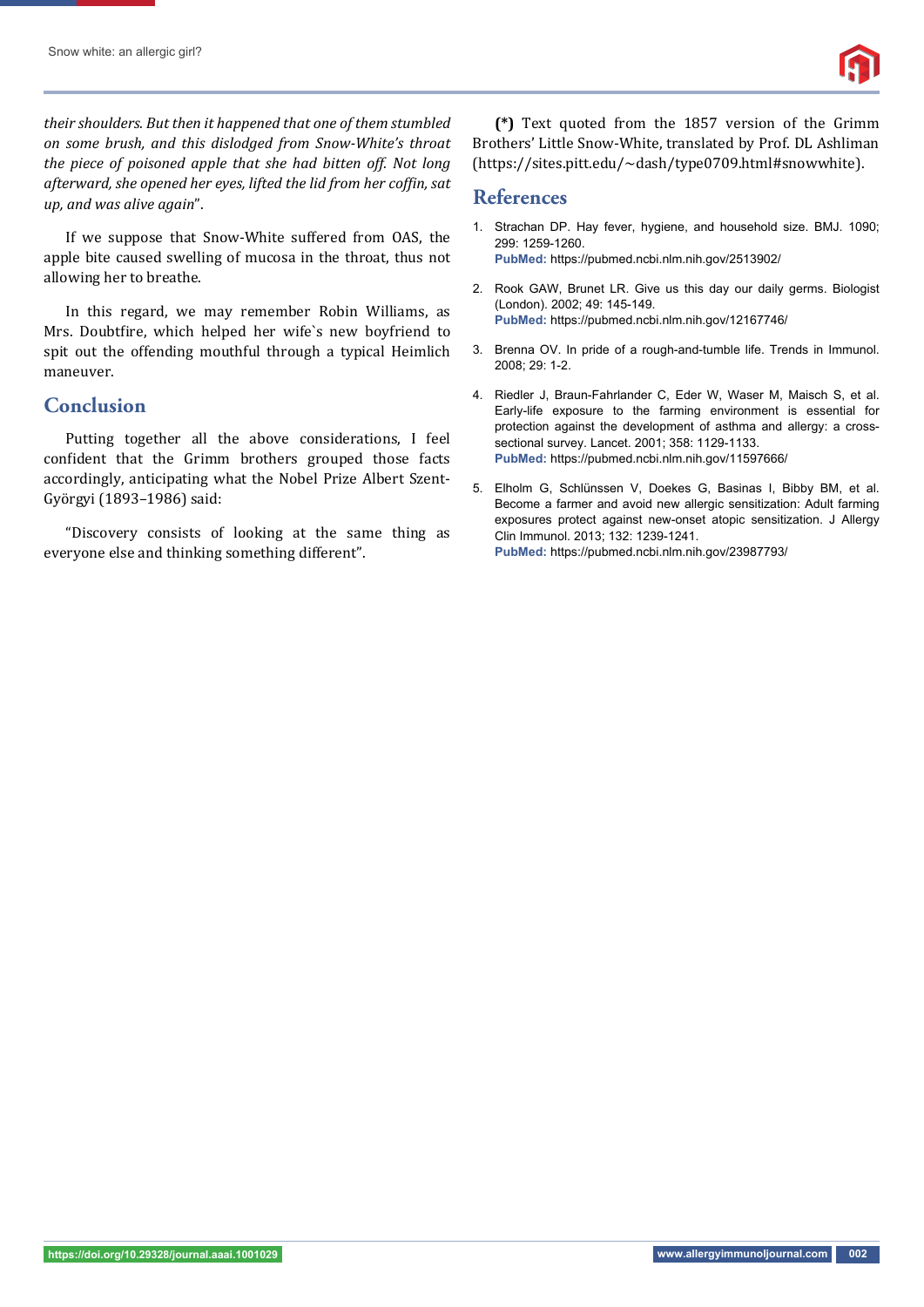*their shoulders. But then it happened that one of them stumbled on some brush, and this dislodged from Snow-White's throat the piece of poisoned apple that she had bitten off. Not long afterward, she opened her eyes, lifted the lid from her coffin, sat up, and was alive again*".

If we suppose that Snow-White suffered from OAS, the apple bite caused swelling of mucosa in the throat, thus not allowing her to breathe.

In this regard, we may remember Robin Williams, as Mrs. Doubtfire, which helped her wife`s new boyfriend to spit out the offending mouthful through a typical Heimlich maneuver.

## Conclusion

Putting together all the above considerations, I feel confident that the Grimm brothers grouped those facts accordingly, anticipating what the Nobel Prize Albert Szent-Györgyi (1893–1986) said:

"Discovery consists of looking at the same thing as everyone else and thinking something different".

**(*)** Text quoted from the 1857 version of the Grimm Brothers' Little Snow-White, translated by Prof. DL Ashliman (https://sites.pitt.edu/~dash/type0709.html#snowwhite).

## References

1. Strachan DP. Hay fever, hygiene, and household size. BMJ. 1090; 299: 1259-1260. **PubMed:** https://pubmed.ncbi.nlm.nih.gov/2513902/
2. Rook GAW, Brunet LR. Give us this day our daily germs. Biologist (London). 2002; 49: 145-149. **PubMed:** https://pubmed.ncbi.nlm.nih.gov/12167746/
3. Brenna OV. In pride of a rough-and-tumble life. Trends in Immunol. 2008; 29: 1-2.
4. Riedler J, Braun-Fahrlander C, Eder W, Waser M, Maisch S, et al. Early-life exposure to the farming environment is essential for protection against the development of asthma and allergy: a cross-sectional survey. Lancet. 2001; 358: 1129-1133. **PubMed:** https://pubmed.ncbi.nlm.nih.gov/11597666/
5. Elholm G, Schlünssen V, Doekes G, Basinas I, Bibby BM, et al. Become a farmer and avoid new allergic sensitization: Adult farming exposures protect against new-onset atopic sensitization. J Allergy Clin Immunol. 2013; 132: 1239-1241. **PubMed:** https://pubmed.ncbi.nlm.nih.gov/23987793/